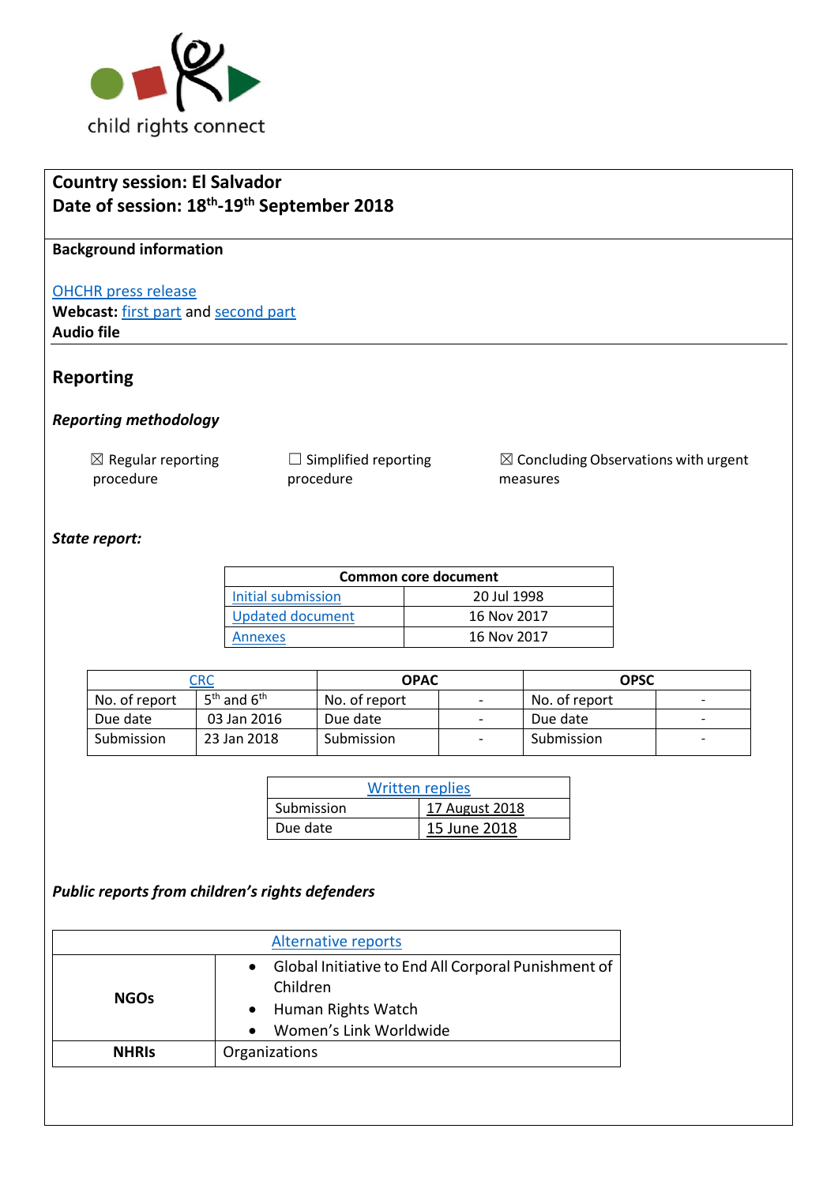child rights connect

**Country session: El Salvador**
**Date of session: 18th-19th September 2018**

**Background information**

OHCHR press release
**Webcast:** first part and second part
**Audio file**

## Reporting

### *Reporting methodology*

☒ Regular reporting procedure

☐ Simplified reporting procedure

☒ Concluding Observations with urgent measures

### *State report:*

| Common core document | |
|---|---|
| Initial submission | 20 Jul 1998 |
| Updated document | 16 Nov 2017 |
| Annexes | 16 Nov 2017 |

| CRC | | OPAC | | OPSC | |
|---|---|---|---|---|---|
| No. of report | 5th and 6th | No. of report | - | No. of report | - |
| Due date | 03 Jan 2016 | Due date | - | Due date | - |
| Submission | 23 Jan 2018 | Submission | - | Submission | - |

| Written replies | |
|---|---|
| Submission | 17 August 2018 |
| Due date | 15 June 2018 |

### *Public reports from children's rights defenders*

| Alternative reports | |
|---|---|
| **NGOs** | • Global Initiative to End All Corporal Punishment of Children<br>• Human Rights Watch<br>• Women's Link Worldwide |
| **NHRIs** | Organizations |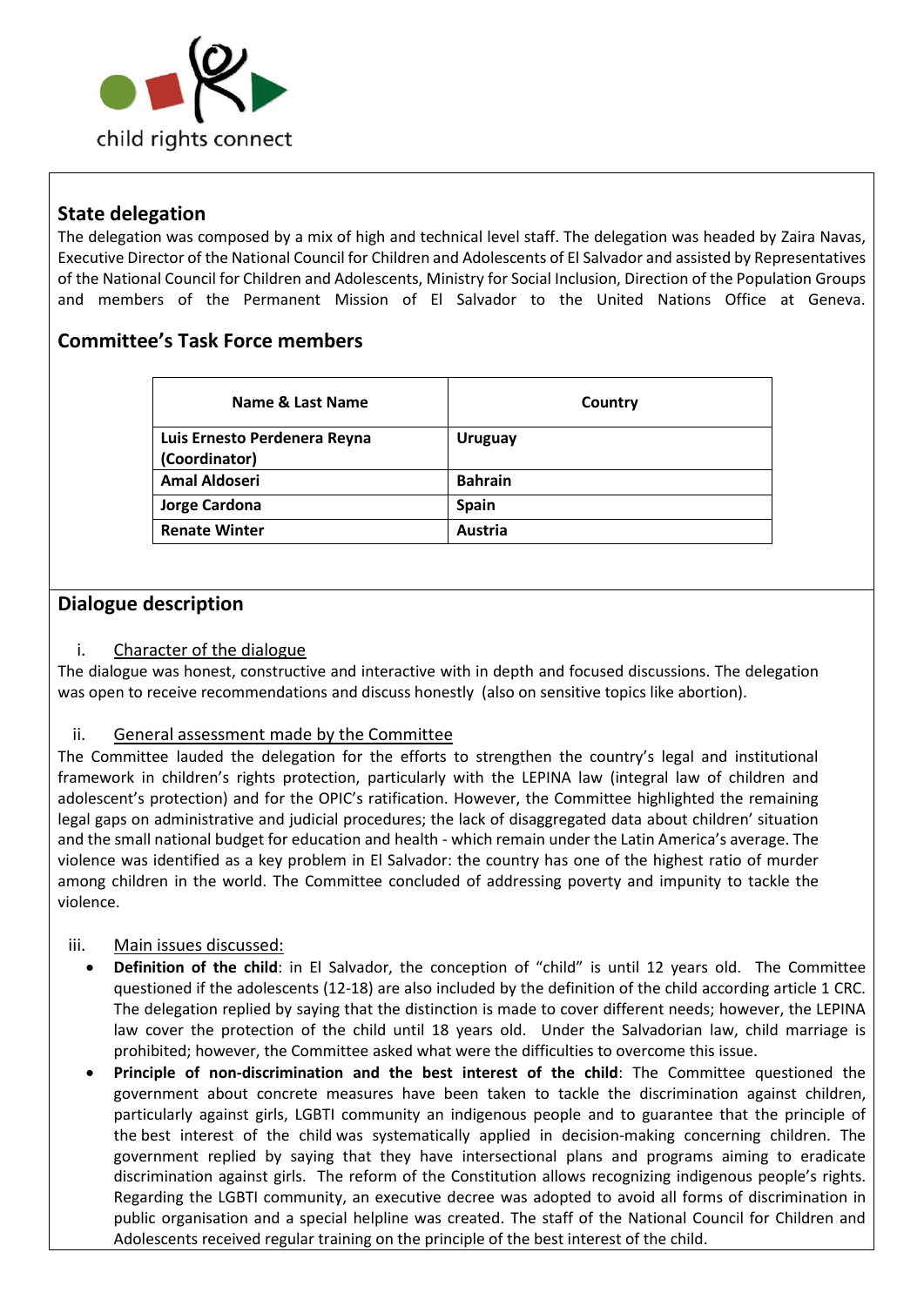## State delegation

The delegation was composed by a mix of high and technical level staff. The delegation was headed by Zaira Navas, Executive Director of the National Council for Children and Adolescents of El Salvador and assisted by Representatives of the National Council for Children and Adolescents, Ministry for Social Inclusion, Direction of the Population Groups and members of the Permanent Mission of El Salvador to the United Nations Office at Geneva.

## Committee's Task Force members

| Name & Last Name | Country |
|---|---|
| **Luis Ernesto Perdenera Reyna (Coordinator)** | **Uruguay** |
| **Amal Aldoseri** | **Bahrain** |
| **Jorge Cardona** | **Spain** |
| **Renate Winter** | **Austria** |

## Dialogue description

i. Character of the dialogue

The dialogue was honest, constructive and interactive with in depth and focused discussions. The delegation was open to receive recommendations and discuss honestly (also on sensitive topics like abortion).

ii. General assessment made by the Committee

The Committee lauded the delegation for the efforts to strengthen the country's legal and institutional framework in children's rights protection, particularly with the LEPINA law (integral law of children and adolescent's protection) and for the OPIC's ratification. However, the Committee highlighted the remaining legal gaps on administrative and judicial procedures; the lack of disaggregated data about children' situation and the small national budget for education and health - which remain under the Latin America's average. The violence was identified as a key problem in El Salvador: the country has one of the highest ratio of murder among children in the world. The Committee concluded of addressing poverty and impunity to tackle the violence.

iii. Main issues discussed:

- **Definition of the child**: in El Salvador, the conception of "child" is until 12 years old. The Committee questioned if the adolescents (12-18) are also included by the definition of the child according article 1 CRC. The delegation replied by saying that the distinction is made to cover different needs; however, the LEPINA law cover the protection of the child until 18 years old. Under the Salvadorian law, child marriage is prohibited; however, the Committee asked what were the difficulties to overcome this issue.
- **Principle of non-discrimination and the best interest of the child**: The Committee questioned the government about concrete measures have been taken to tackle the discrimination against children, particularly against girls, LGBTI community an indigenous people and to guarantee that the principle of the best interest of the child was systematically applied in decision-making concerning children. The government replied by saying that they have intersectional plans and programs aiming to eradicate discrimination against girls. The reform of the Constitution allows recognizing indigenous people's rights. Regarding the LGBTI community, an executive decree was adopted to avoid all forms of discrimination in public organisation and a special helpline was created. The staff of the National Council for Children and Adolescents received regular training on the principle of the best interest of the child.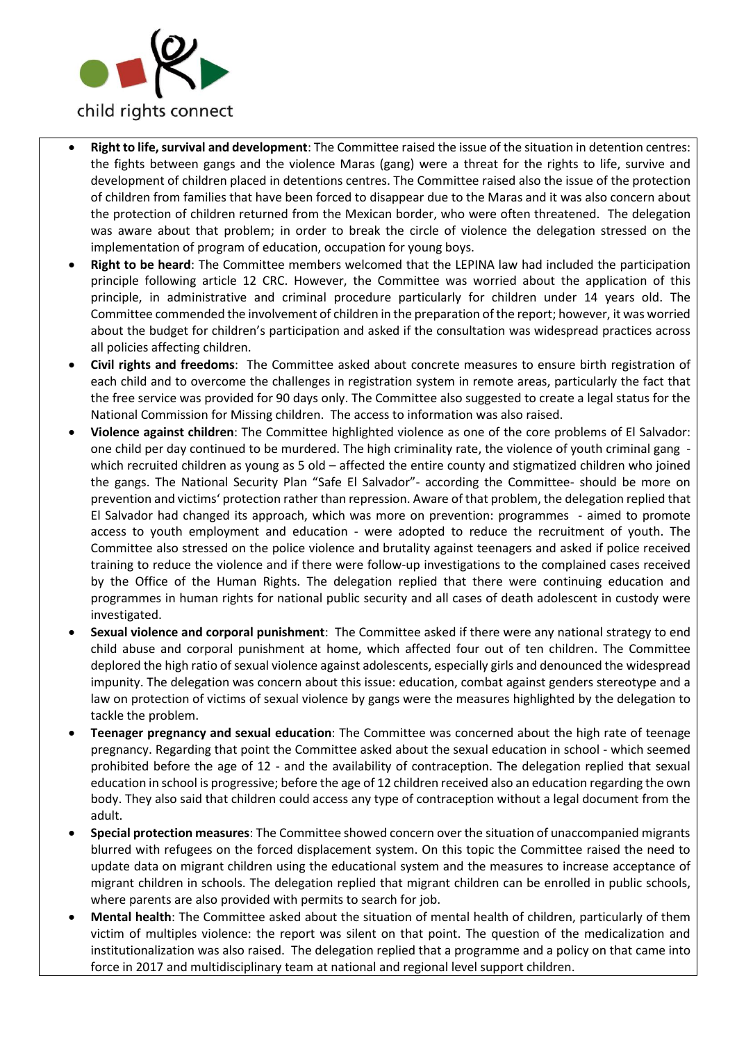- **Right to life, survival and development**: The Committee raised the issue of the situation in detention centres: the fights between gangs and the violence Maras (gang) were a threat for the rights to life, survive and development of children placed in detentions centres. The Committee raised also the issue of the protection of children from families that have been forced to disappear due to the Maras and it was also concern about the protection of children returned from the Mexican border, who were often threatened. The delegation was aware about that problem; in order to break the circle of violence the delegation stressed on the implementation of program of education, occupation for young boys.
- **Right to be heard**: The Committee members welcomed that the LEPINA law had included the participation principle following article 12 CRC. However, the Committee was worried about the application of this principle, in administrative and criminal procedure particularly for children under 14 years old. The Committee commended the involvement of children in the preparation of the report; however, it was worried about the budget for children's participation and asked if the consultation was widespread practices across all policies affecting children.
- **Civil rights and freedoms**: The Committee asked about concrete measures to ensure birth registration of each child and to overcome the challenges in registration system in remote areas, particularly the fact that the free service was provided for 90 days only. The Committee also suggested to create a legal status for the National Commission for Missing children. The access to information was also raised.
- **Violence against children**: The Committee highlighted violence as one of the core problems of El Salvador: one child per day continued to be murdered. The high criminality rate, the violence of youth criminal gang - which recruited children as young as 5 old – affected the entire county and stigmatized children who joined the gangs. The National Security Plan "Safe El Salvador"- according the Committee- should be more on prevention and victims' protection rather than repression. Aware of that problem, the delegation replied that El Salvador had changed its approach, which was more on prevention: programmes - aimed to promote access to youth employment and education - were adopted to reduce the recruitment of youth. The Committee also stressed on the police violence and brutality against teenagers and asked if police received training to reduce the violence and if there were follow-up investigations to the complained cases received by the Office of the Human Rights. The delegation replied that there were continuing education and programmes in human rights for national public security and all cases of death adolescent in custody were investigated.
- **Sexual violence and corporal punishment**: The Committee asked if there were any national strategy to end child abuse and corporal punishment at home, which affected four out of ten children. The Committee deplored the high ratio of sexual violence against adolescents, especially girls and denounced the widespread impunity. The delegation was concern about this issue: education, combat against genders stereotype and a law on protection of victims of sexual violence by gangs were the measures highlighted by the delegation to tackle the problem.
- **Teenager pregnancy and sexual education**: The Committee was concerned about the high rate of teenage pregnancy. Regarding that point the Committee asked about the sexual education in school - which seemed prohibited before the age of 12 - and the availability of contraception. The delegation replied that sexual education in school is progressive; before the age of 12 children received also an education regarding the own body. They also said that children could access any type of contraception without a legal document from the adult.
- **Special protection measures**: The Committee showed concern over the situation of unaccompanied migrants blurred with refugees on the forced displacement system. On this topic the Committee raised the need to update data on migrant children using the educational system and the measures to increase acceptance of migrant children in schools. The delegation replied that migrant children can be enrolled in public schools, where parents are also provided with permits to search for job.
- **Mental health**: The Committee asked about the situation of mental health of children, particularly of them victim of multiples violence: the report was silent on that point. The question of the medicalization and institutionalization was also raised. The delegation replied that a programme and a policy on that came into force in 2017 and multidisciplinary team at national and regional level support children.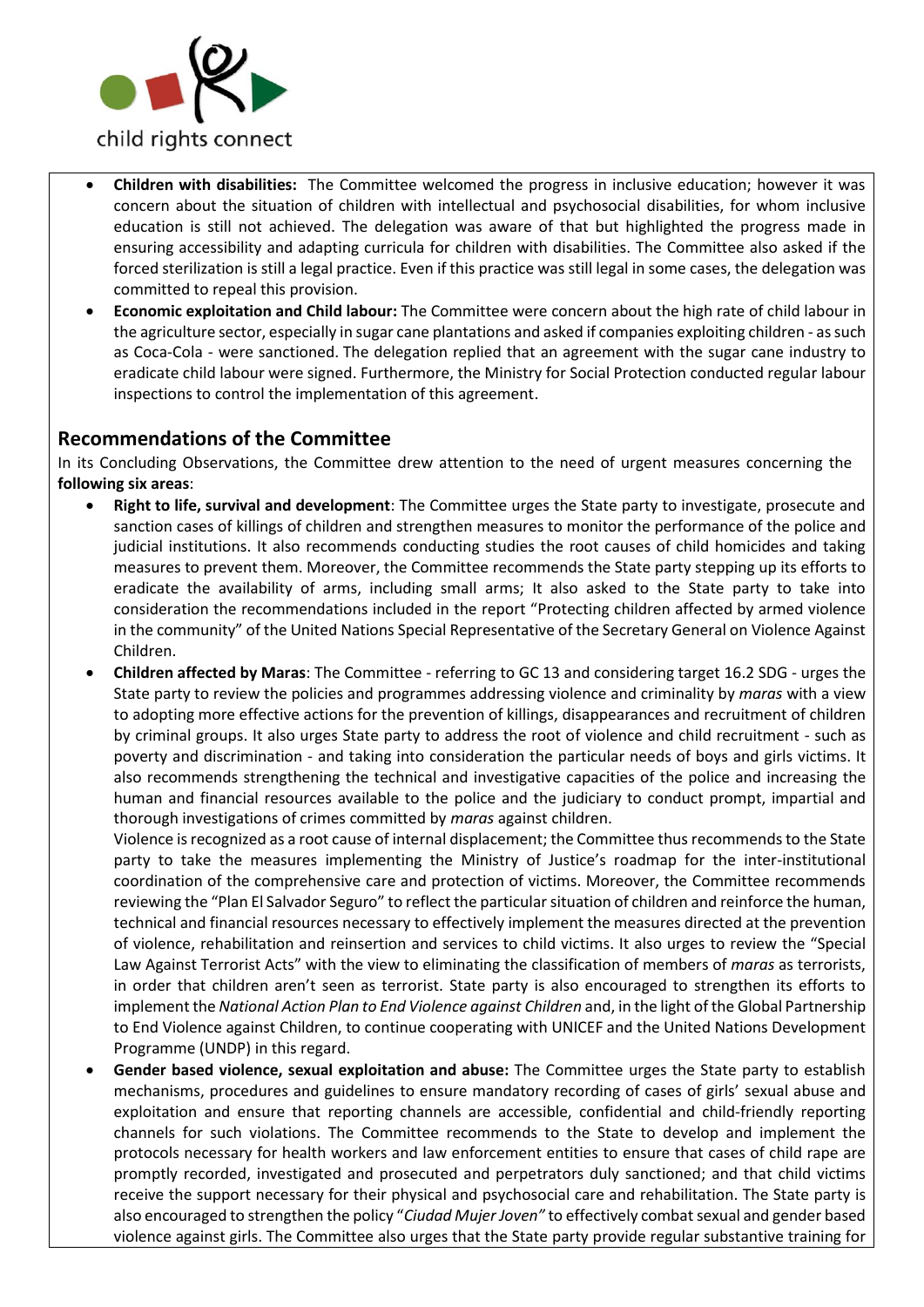- **Children with disabilities:** The Committee welcomed the progress in inclusive education; however it was concern about the situation of children with intellectual and psychosocial disabilities, for whom inclusive education is still not achieved. The delegation was aware of that but highlighted the progress made in ensuring accessibility and adapting curricula for children with disabilities. The Committee also asked if the forced sterilization is still a legal practice. Even if this practice was still legal in some cases, the delegation was committed to repeal this provision.
- **Economic exploitation and Child labour:** The Committee were concern about the high rate of child labour in the agriculture sector, especially in sugar cane plantations and asked if companies exploiting children - as such as Coca-Cola - were sanctioned. The delegation replied that an agreement with the sugar cane industry to eradicate child labour were signed. Furthermore, the Ministry for Social Protection conducted regular labour inspections to control the implementation of this agreement.

## Recommendations of the Committee

In its Concluding Observations, the Committee drew attention to the need of urgent measures concerning the **following six areas**:

- **Right to life, survival and development**: The Committee urges the State party to investigate, prosecute and sanction cases of killings of children and strengthen measures to monitor the performance of the police and judicial institutions. It also recommends conducting studies the root causes of child homicides and taking measures to prevent them. Moreover, the Committee recommends the State party stepping up its efforts to eradicate the availability of arms, including small arms; It also asked to the State party to take into consideration the recommendations included in the report "Protecting children affected by armed violence in the community" of the United Nations Special Representative of the Secretary General on Violence Against Children.
- **Children affected by Maras**: The Committee - referring to GC 13 and considering target 16.2 SDG - urges the State party to review the policies and programmes addressing violence and criminality by *maras* with a view to adopting more effective actions for the prevention of killings, disappearances and recruitment of children by criminal groups. It also urges State party to address the root of violence and child recruitment - such as poverty and discrimination - and taking into consideration the particular needs of boys and girls victims. It also recommends strengthening the technical and investigative capacities of the police and increasing the human and financial resources available to the police and the judiciary to conduct prompt, impartial and thorough investigations of crimes committed by *maras* against children.

  Violence is recognized as a root cause of internal displacement; the Committee thus recommends to the State party to take the measures implementing the Ministry of Justice's roadmap for the inter-institutional coordination of the comprehensive care and protection of victims. Moreover, the Committee recommends reviewing the "Plan El Salvador Seguro" to reflect the particular situation of children and reinforce the human, technical and financial resources necessary to effectively implement the measures directed at the prevention of violence, rehabilitation and reinsertion and services to child victims. It also urges to review the "Special Law Against Terrorist Acts" with the view to eliminating the classification of members of *maras* as terrorists, in order that children aren't seen as terrorist. State party is also encouraged to strengthen its efforts to implement the *National Action Plan to End Violence against Children* and, in the light of the Global Partnership to End Violence against Children, to continue cooperating with UNICEF and the United Nations Development Programme (UNDP) in this regard.
- **Gender based violence, sexual exploitation and abuse:** The Committee urges the State party to establish mechanisms, procedures and guidelines to ensure mandatory recording of cases of girls' sexual abuse and exploitation and ensure that reporting channels are accessible, confidential and child-friendly reporting channels for such violations. The Committee recommends to the State to develop and implement the protocols necessary for health workers and law enforcement entities to ensure that cases of child rape are promptly recorded, investigated and prosecuted and perpetrators duly sanctioned; and that child victims receive the support necessary for their physical and psychosocial care and rehabilitation. The State party is also encouraged to strengthen the policy "*Ciudad Mujer Joven"* to effectively combat sexual and gender based violence against girls. The Committee also urges that the State party provide regular substantive training for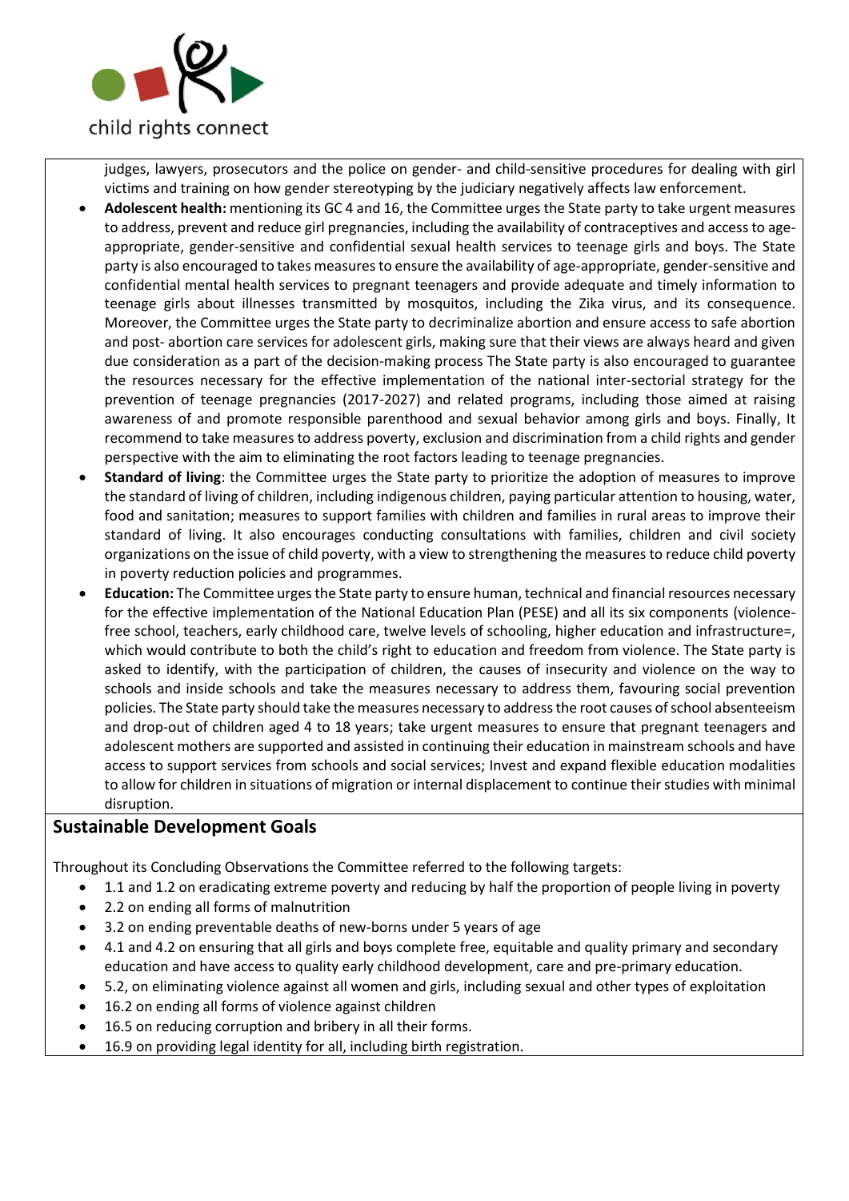judges, lawyers, prosecutors and the police on gender- and child-sensitive procedures for dealing with girl victims and training on how gender stereotyping by the judiciary negatively affects law enforcement.

- **Adolescent health:** mentioning its GC 4 and 16, the Committee urges the State party to take urgent measures to address, prevent and reduce girl pregnancies, including the availability of contraceptives and access to age-appropriate, gender-sensitive and confidential sexual health services to teenage girls and boys. The State party is also encouraged to takes measures to ensure the availability of age-appropriate, gender-sensitive and confidential mental health services to pregnant teenagers and provide adequate and timely information to teenage girls about illnesses transmitted by mosquitos, including the Zika virus, and its consequence. Moreover, the Committee urges the State party to decriminalize abortion and ensure access to safe abortion and post- abortion care services for adolescent girls, making sure that their views are always heard and given due consideration as a part of the decision-making process The State party is also encouraged to guarantee the resources necessary for the effective implementation of the national inter-sectorial strategy for the prevention of teenage pregnancies (2017-2027) and related programs, including those aimed at raising awareness of and promote responsible parenthood and sexual behavior among girls and boys. Finally, It recommend to take measures to address poverty, exclusion and discrimination from a child rights and gender perspective with the aim to eliminating the root factors leading to teenage pregnancies.
- **Standard of living**: the Committee urges the State party to prioritize the adoption of measures to improve the standard of living of children, including indigenous children, paying particular attention to housing, water, food and sanitation; measures to support families with children and families in rural areas to improve their standard of living. It also encourages conducting consultations with families, children and civil society organizations on the issue of child poverty, with a view to strengthening the measures to reduce child poverty in poverty reduction policies and programmes.
- **Education:** The Committee urges the State party to ensure human, technical and financial resources necessary for the effective implementation of the National Education Plan (PESE) and all its six components (violence-free school, teachers, early childhood care, twelve levels of schooling, higher education and infrastructure=, which would contribute to both the child's right to education and freedom from violence. The State party is asked to identify, with the participation of children, the causes of insecurity and violence on the way to schools and inside schools and take the measures necessary to address them, favouring social prevention policies. The State party should take the measures necessary to address the root causes of school absenteeism and drop-out of children aged 4 to 18 years; take urgent measures to ensure that pregnant teenagers and adolescent mothers are supported and assisted in continuing their education in mainstream schools and have access to support services from schools and social services; Invest and expand flexible education modalities to allow for children in situations of migration or internal displacement to continue their studies with minimal disruption.

## Sustainable Development Goals

Throughout its Concluding Observations the Committee referred to the following targets:

- 1.1 and 1.2 on eradicating extreme poverty and reducing by half the proportion of people living in poverty
- 2.2 on ending all forms of malnutrition
- 3.2 on ending preventable deaths of new-borns under 5 years of age
- 4.1 and 4.2 on ensuring that all girls and boys complete free, equitable and quality primary and secondary education and have access to quality early childhood development, care and pre-primary education.
- 5.2, on eliminating violence against all women and girls, including sexual and other types of exploitation
- 16.2 on ending all forms of violence against children
- 16.5 on reducing corruption and bribery in all their forms.
- 16.9 on providing legal identity for all, including birth registration.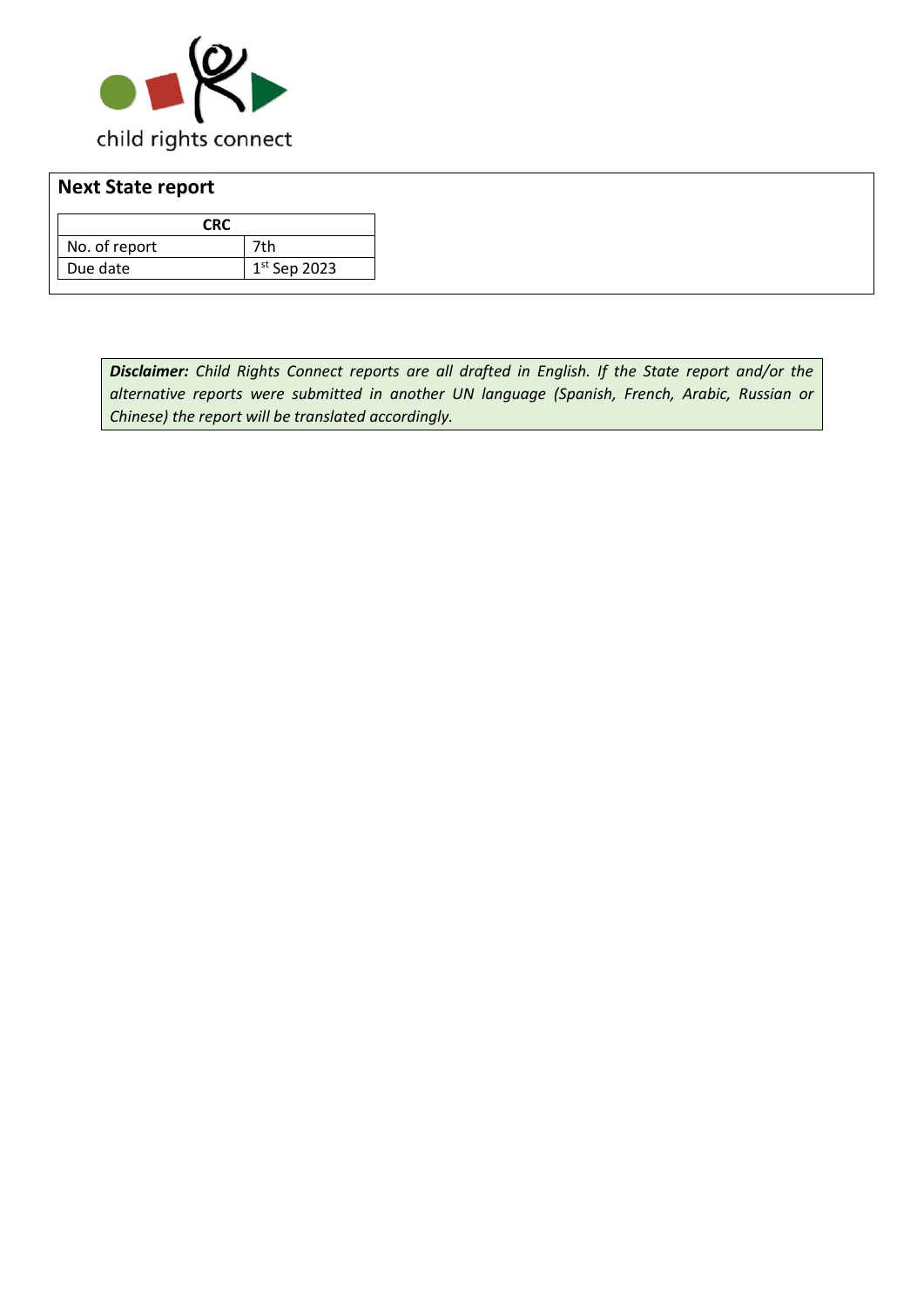child rights connect

## Next State report

| CRC | |
|---|---|
| No. of report | 7th |
| Due date | 1st Sep 2023 |

***Disclaimer:*** *Child Rights Connect reports are all drafted in English. If the State report and/or the alternative reports were submitted in another UN language (Spanish, French, Arabic, Russian or Chinese) the report will be translated accordingly.*